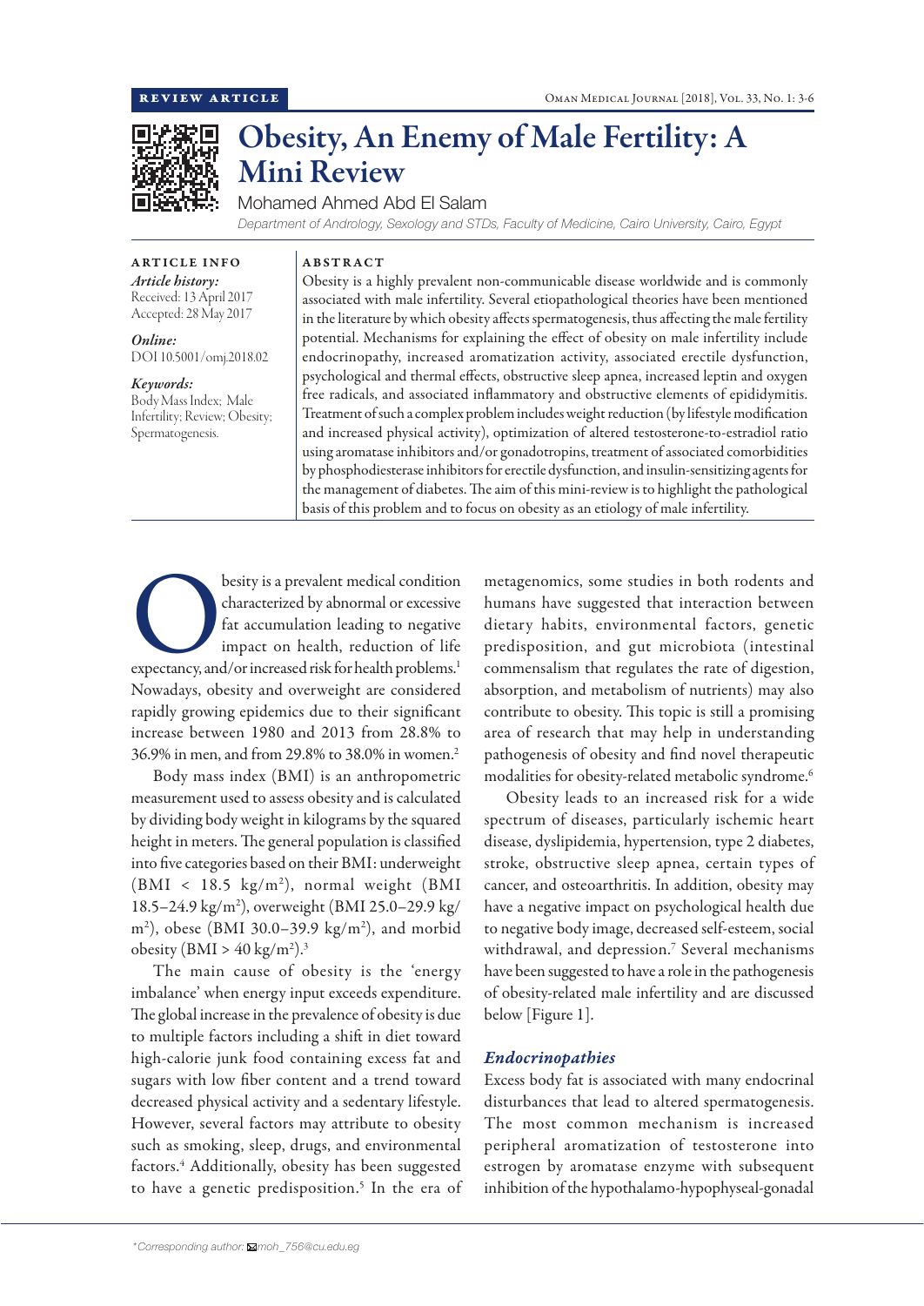REVIEW ARTICLE

# Obesity, An Enemy of Male Fertility: A Mini Review

Mohamed Ahmed Abd El Salam

*Department of Andrology, Sexology and STDs, Faculty of Medicine, Cairo University, Cairo, Egypt*

ARTICLE INFO

*Article history:*
Received: 13 April 2017
Accepted: 28 May 2017

*Online:*
DOI 10.5001/omj.2018.02

*Keywords:*
Body Mass Index; Male Infertility; Review; Obesity; Spermatogenesis.

ABSTRACT

Obesity is a highly prevalent non-communicable disease worldwide and is commonly associated with male infertility. Several etiopathological theories have been mentioned in the literature by which obesity affects spermatogenesis, thus affecting the male fertility potential. Mechanisms for explaining the effect of obesity on male infertility include endocrinopathy, increased aromatization activity, associated erectile dysfunction, psychological and thermal effects, obstructive sleep apnea, increased leptin and oxygen free radicals, and associated inflammatory and obstructive elements of epididymitis. Treatment of such a complex problem includes weight reduction (by lifestyle modification and increased physical activity), optimization of altered testosterone-to-estradiol ratio using aromatase inhibitors and/or gonadotropins, treatment of associated comorbidities by phosphodiesterase inhibitors for erectile dysfunction, and insulin-sensitizing agents for the management of diabetes. The aim of this mini-review is to highlight the pathological basis of this problem and to focus on obesity as an etiology of male infertility.

Obesity is a prevalent medical condition characterized by abnormal or excessive fat accumulation leading to negative impact on health, reduction of life expectancy, and/or increased risk for health problems.[1] Nowadays, obesity and overweight are considered rapidly growing epidemics due to their significant increase between 1980 and 2013 from 28.8% to 36.9% in men, and from 29.8% to 38.0% in women.[2]

Body mass index (BMI) is an anthropometric measurement used to assess obesity and is calculated by dividing body weight in kilograms by the squared height in meters. The general population is classified into five categories based on their BMI: underweight (BMI < 18.5 kg/m$^2$), normal weight (BMI 18.5–24.9 kg/m$^2$), overweight (BMI 25.0–29.9 kg/m$^2$), obese (BMI 30.0–39.9 kg/m$^2$), and morbid obesity (BMI > 40 kg/m$^2$).[3]

The main cause of obesity is the 'energy imbalance' when energy input exceeds expenditure. The global increase in the prevalence of obesity is due to multiple factors including a shift in diet toward high-calorie junk food containing excess fat and sugars with low fiber content and a trend toward decreased physical activity and a sedentary lifestyle. However, several factors may attribute to obesity such as smoking, sleep, drugs, and environmental factors.[4] Additionally, obesity has been suggested to have a genetic predisposition.[5] In the era of metagenomics, some studies in both rodents and humans have suggested that interaction between dietary habits, environmental factors, genetic predisposition, and gut microbiota (intestinal commensalism that regulates the rate of digestion, absorption, and metabolism of nutrients) may also contribute to obesity. This topic is still a promising area of research that may help in understanding pathogenesis of obesity and find novel therapeutic modalities for obesity-related metabolic syndrome.[6]

Obesity leads to an increased risk for a wide spectrum of diseases, particularly ischemic heart disease, dyslipidemia, hypertension, type 2 diabetes, stroke, obstructive sleep apnea, certain types of cancer, and osteoarthritis. In addition, obesity may have a negative impact on psychological health due to negative body image, decreased self-esteem, social withdrawal, and depression.[7] Several mechanisms have been suggested to have a role in the pathogenesis of obesity-related male infertility and are discussed below [Figure 1].

### *Endocrinopathies*

Excess body fat is associated with many endocrinal disturbances that lead to altered spermatogenesis. The most common mechanism is increased peripheral aromatization of testosterone into estrogen by aromatase enzyme with subsequent inhibition of the hypothalamo-hypophyseal-gonadal

*Corresponding author: moh_756@cu.edu.eg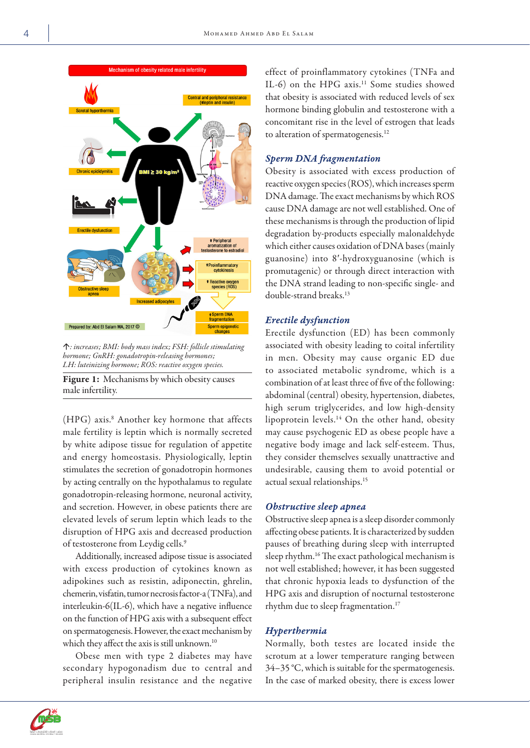↑: increases; BMI: body mass index; FSH: follicle stimulating hormone; GnRH: gonadotropin-releasing hormones; LH: luteinizing hormone; ROS: reactive oxygen species.

**Figure 1:** Mechanisms by which obesity causes male infertility.

(HPG) axis.[8] Another key hormone that affects male fertility is leptin which is normally secreted by white adipose tissue for regulation of appetite and energy homeostasis. Physiologically, leptin stimulates the secretion of gonadotropin hormones by acting centrally on the hypothalamus to regulate gonadotropin-releasing hormone, neuronal activity, and secretion. However, in obese patients there are elevated levels of serum leptin which leads to the disruption of HPG axis and decreased production of testosterone from Leydig cells.[9]

Additionally, increased adipose tissue is associated with excess production of cytokines known as adipokines such as resistin, adiponectin, ghrelin, chemerin, visfatin, tumor necrosis factor-a (TNFa), and interleukin-6 (IL-6), which have a negative influence on the function of HPG axis with a subsequent effect on spermatogenesis. However, the exact mechanism by which they affect the axis is still unknown.[10]

Obese men with type 2 diabetes may have secondary hypogonadism due to central and peripheral insulin resistance and the negative effect of proinflammatory cytokines (TNFa and IL-6) on the HPG axis.[11] Some studies showed that obesity is associated with reduced levels of sex hormone binding globulin and testosterone with a concomitant rise in the level of estrogen that leads to alteration of spermatogenesis.[12]

### *Sperm DNA fragmentation*

Obesity is associated with excess production of reactive oxygen species (ROS), which increases sperm DNA damage. The exact mechanisms by which ROS cause DNA damage are not well established. One of these mechanisms is through the production of lipid degradation by-products especially malonaldehyde which either causes oxidation of DNA bases (mainly guanosine) into 8′-hydroxyguanosine (which is promutagenic) or through direct interaction with the DNA strand leading to non-specific single- and double-strand breaks.[13]

### *Erectile dysfunction*

Erectile dysfunction (ED) has been commonly associated with obesity leading to coital infertility in men. Obesity may cause organic ED due to associated metabolic syndrome, which is a combination of at least three of five of the following: abdominal (central) obesity, hypertension, diabetes, high serum triglycerides, and low high-density lipoprotein levels.[14] On the other hand, obesity may cause psychogenic ED as obese people have a negative body image and lack self-esteem. Thus, they consider themselves sexually unattractive and undesirable, causing them to avoid potential or actual sexual relationships.[15]

### *Obstructive sleep apnea*

Obstructive sleep apnea is a sleep disorder commonly affecting obese patients. It is characterized by sudden pauses of breathing during sleep with interrupted sleep rhythm.[16] The exact pathological mechanism is not well established; however, it has been suggested that chronic hypoxia leads to dysfunction of the HPG axis and disruption of nocturnal testosterone rhythm due to sleep fragmentation.[17]

### *Hyperthermia*

Normally, both testes are located inside the scrotum at a lower temperature ranging between 34–35 °C, which is suitable for the spermatogenesis. In the case of marked obesity, there is excess lower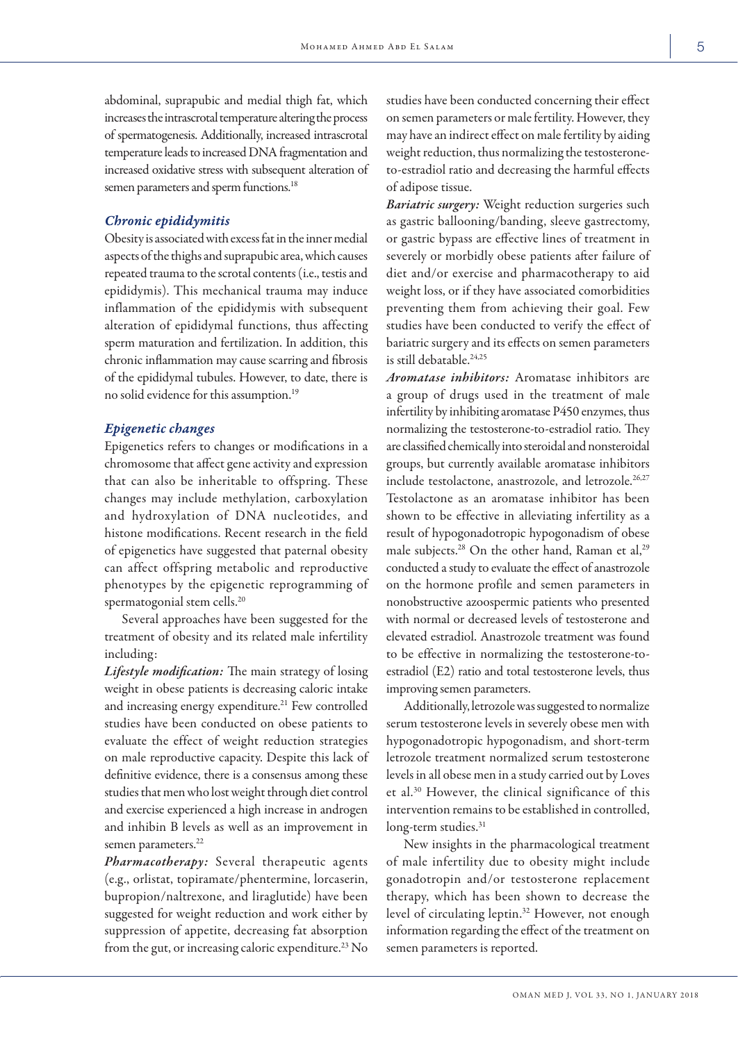abdominal, suprapubic and medial thigh fat, which increases the intrascrotal temperature altering the process of spermatogenesis. Additionally, increased intrascrotal temperature leads to increased DNA fragmentation and increased oxidative stress with subsequent alteration of semen parameters and sperm functions.[18]

### *Chronic epididymitis*

Obesity is associated with excess fat in the inner medial aspects of the thighs and suprapubic area, which causes repeated trauma to the scrotal contents (i.e., testis and epididymis). This mechanical trauma may induce inflammation of the epididymis with subsequent alteration of epididymal functions, thus affecting sperm maturation and fertilization. In addition, this chronic inflammation may cause scarring and fibrosis of the epididymal tubules. However, to date, there is no solid evidence for this assumption.[19]

### *Epigenetic changes*

Epigenetics refers to changes or modifications in a chromosome that affect gene activity and expression that can also be inheritable to offspring. These changes may include methylation, carboxylation and hydroxylation of DNA nucleotides, and histone modifications. Recent research in the field of epigenetics have suggested that paternal obesity can affect offspring metabolic and reproductive phenotypes by the epigenetic reprogramming of spermatogonial stem cells.[20]

Several approaches have been suggested for the treatment of obesity and its related male infertility including:

***Lifestyle modification:*** The main strategy of losing weight in obese patients is decreasing caloric intake and increasing energy expenditure.[21] Few controlled studies have been conducted on obese patients to evaluate the effect of weight reduction strategies on male reproductive capacity. Despite this lack of definitive evidence, there is a consensus among these studies that men who lost weight through diet control and exercise experienced a high increase in androgen and inhibin B levels as well as an improvement in semen parameters.[22]

***Pharmacotherapy:*** Several therapeutic agents (e.g., orlistat, topiramate/phentermine, lorcaserin, bupropion/naltrexone, and liraglutide) have been suggested for weight reduction and work either by suppression of appetite, decreasing fat absorption from the gut, or increasing caloric expenditure.[23] No studies have been conducted concerning their effect on semen parameters or male fertility. However, they may have an indirect effect on male fertility by aiding weight reduction, thus normalizing the testosterone-to-estradiol ratio and decreasing the harmful effects of adipose tissue.

***Bariatric surgery:*** Weight reduction surgeries such as gastric ballooning/banding, sleeve gastrectomy, or gastric bypass are effective lines of treatment in severely or morbidly obese patients after failure of diet and/or exercise and pharmacotherapy to aid weight loss, or if they have associated comorbidities preventing them from achieving their goal. Few studies have been conducted to verify the effect of bariatric surgery and its effects on semen parameters is still debatable.[24,25]

***Aromatase inhibitors:*** Aromatase inhibitors are a group of drugs used in the treatment of male infertility by inhibiting aromatase P450 enzymes, thus normalizing the testosterone-to-estradiol ratio. They are classified chemically into steroidal and nonsteroidal groups, but currently available aromatase inhibitors include testolactone, anastrozole, and letrozole.[26,27] Testolactone as an aromatase inhibitor has been shown to be effective in alleviating infertility as a result of hypogonadotropic hypogonadism of obese male subjects.[28] On the other hand, Raman et al,[29] conducted a study to evaluate the effect of anastrozole on the hormone profile and semen parameters in nonobstructive azoospermic patients who presented with normal or decreased levels of testosterone and elevated estradiol. Anastrozole treatment was found to be effective in normalizing the testosterone-to-estradiol (E2) ratio and total testosterone levels, thus improving semen parameters.

Additionally, letrozole was suggested to normalize serum testosterone levels in severely obese men with hypogonadotropic hypogonadism, and short-term letrozole treatment normalized serum testosterone levels in all obese men in a study carried out by Loves et al.[30] However, the clinical significance of this intervention remains to be established in controlled, long-term studies.[31]

New insights in the pharmacological treatment of male infertility due to obesity might include gonadotropin and/or testosterone replacement therapy, which has been shown to decrease the level of circulating leptin.[32] However, not enough information regarding the effect of the treatment on semen parameters is reported.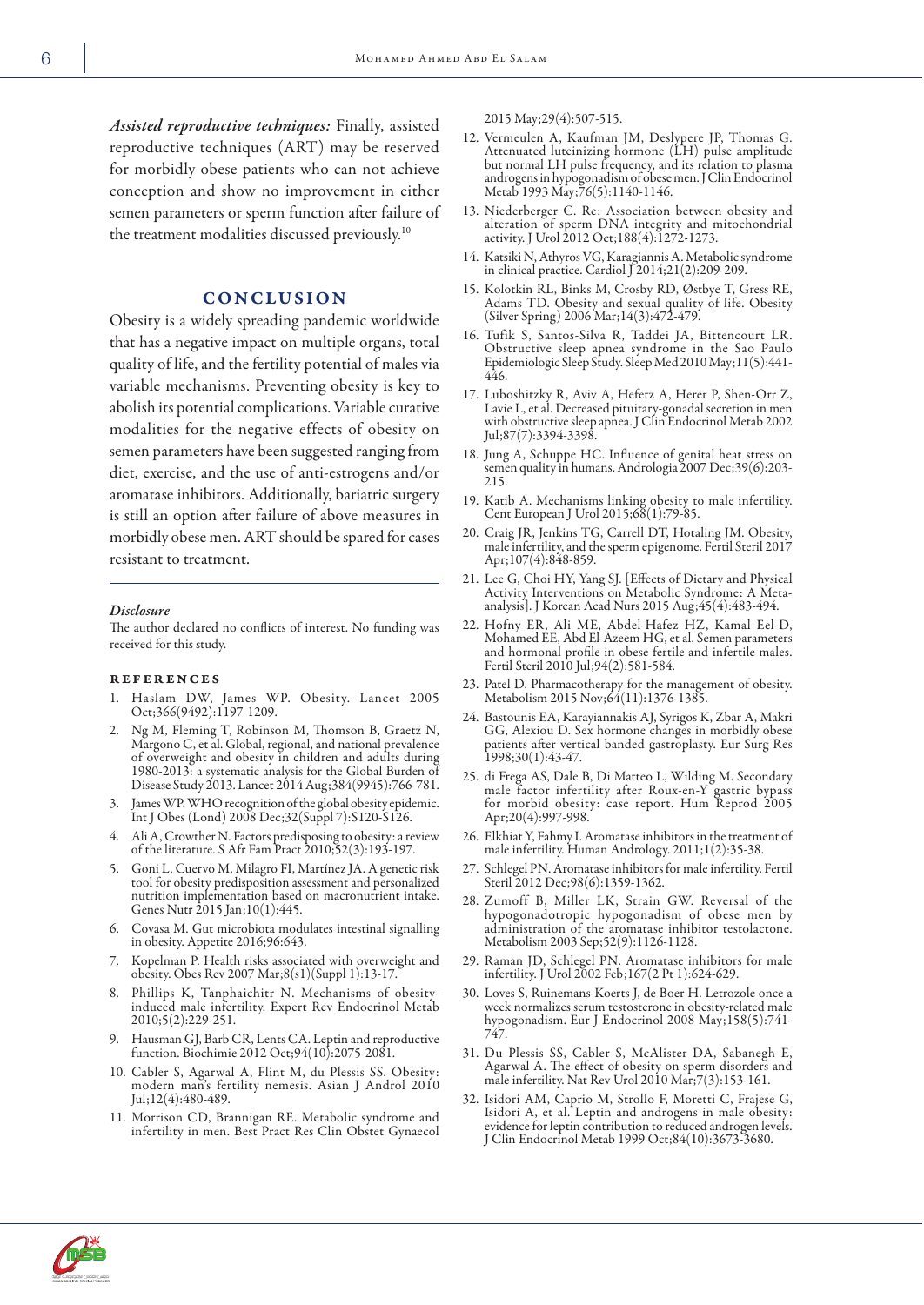***Assisted reproductive techniques:*** Finally, assisted reproductive techniques (ART) may be reserved for morbidly obese patients who can not achieve conception and show no improvement in either semen parameters or sperm function after failure of the treatment modalities discussed previously.[10]

## CONCLUSION

Obesity is a widely spreading pandemic worldwide that has a negative impact on multiple organs, total quality of life, and the fertility potential of males via variable mechanisms. Preventing obesity is key to abolish its potential complications. Variable curative modalities for the negative effects of obesity on semen parameters have been suggested ranging from diet, exercise, and the use of anti-estrogens and/or aromatase inhibitors. Additionally, bariatric surgery is still an option after failure of above measures in morbidly obese men. ART should be spared for cases resistant to treatment.

### *Disclosure*

The author declared no conflicts of interest. No funding was received for this study.

### REFERENCES

1. Haslam DW, James WP. Obesity. Lancet 2005 Oct;366(9492):1197-1209.
2. Ng M, Fleming T, Robinson M, Thomson B, Graetz N, Margono C, et al. Global, regional, and national prevalence of overweight and obesity in children and adults during 1980-2013: a systematic analysis for the Global Burden of Disease Study 2013. Lancet 2014 Aug;384(9945):766-781.
3. James WP. WHO recognition of the global obesity epidemic. Int J Obes (Lond) 2008 Dec;32(Suppl 7):S120-S126.
4. Ali A, Crowther N. Factors predisposing to obesity: a review of the literature. S Afr Fam Pract 2010;52(3):193-197.
5. Goni L, Cuervo M, Milagro FI, Martínez JA. A genetic risk tool for obesity predisposition assessment and personalized nutrition implementation based on macronutrient intake. Genes Nutr 2015 Jan;10(1):445.
6. Covasa M. Gut microbiota modulates intestinal signalling in obesity. Appetite 2016;96:643.
7. Kopelman P. Health risks associated with overweight and obesity. Obes Rev 2007 Mar;8(s1)(Suppl 1):13-17.
8. Phillips K, Tanphaichitr N. Mechanisms of obesity-induced male infertility. Expert Rev Endocrinol Metab 2010;5(2):229-251.
9. Hausman GJ, Barb CR, Lents CA. Leptin and reproductive function. Biochimie 2012 Oct;94(10):2075-2081.
10. Cabler S, Agarwal A, Flint M, du Plessis SS. Obesity: modern man's fertility nemesis. Asian J Androl 2010 Jul;12(4):480-489.
11. Morrison CD, Brannigan RE. Metabolic syndrome and infertility in men. Best Pract Res Clin Obstet Gynaecol 2015 May;29(4):507-515.
12. Vermeulen A, Kaufman JM, Deslypere JP, Thomas G. Attenuated luteinizing hormone (LH) pulse amplitude but normal LH pulse frequency, and its relation to plasma androgens in hypogonadism of obese men. J Clin Endocrinol Metab 1993 May;76(5):1140-1146.
13. Niederberger C. Re: Association between obesity and alteration of sperm DNA integrity and mitochondrial activity. J Urol 2012 Oct;188(4):1272-1273.
14. Katsiki N, Athyros VG, Karagiannis A. Metabolic syndrome in clinical practice. Cardiol J 2014;21(2):209-209.
15. Kolotkin RL, Binks M, Crosby RD, Østbye T, Gress RE, Adams TD. Obesity and sexual quality of life. Obesity (Silver Spring) 2006 Mar;14(3):472-479.
16. Tufik S, Santos-Silva R, Taddei JA, Bittencourt LR. Obstructive sleep apnea syndrome in the Sao Paulo Epidemiologic Sleep Study. Sleep Med 2010 May;11(5):441-446.
17. Luboshitzky R, Aviv A, Hefetz A, Herer P, Shen-Orr Z, Lavie L, et al. Decreased pituitary-gonadal secretion in men with obstructive sleep apnea. J Clin Endocrinol Metab 2002 Jul;87(7):3394-3398.
18. Jung A, Schuppe HC. Influence of genital heat stress on semen quality in humans. Andrologia 2007 Dec;39(6):203-215.
19. Katib A. Mechanisms linking obesity to male infertility. Cent European J Urol 2015;68(1):79-85.
20. Craig JR, Jenkins TG, Carrell DT, Hotaling JM. Obesity, male infertility, and the sperm epigenome. Fertil Steril 2017 Apr;107(4):848-859.
21. Lee G, Choi HY, Yang SJ. [Effects of Dietary and Physical Activity Interventions on Metabolic Syndrome: A Meta-analysis]. J Korean Acad Nurs 2015 Aug;45(4):483-494.
22. Hofny ER, Ali ME, Abdel-Hafez HZ, Kamal Eel-D, Mohamed EE, Abd El-Azeem HG, et al. Semen parameters and hormonal profile in obese fertile and infertile males. Fertil Steril 2010 Jul;94(2):581-584.
23. Patel D. Pharmacotherapy for the management of obesity. Metabolism 2015 Nov;64(11):1376-1385.
24. Bastounis EA, Karayiannakis AJ, Syrigos K, Zbar A, Makri GG, Alexiou D. Sex hormone changes in morbidly obese patients after vertical banded gastroplasty. Eur Surg Res 1998;30(1):43-47.
25. di Frega AS, Dale B, Di Matteo L, Wilding M. Secondary male factor infertility after Roux-en-Y gastric bypass for morbid obesity: case report. Hum Reprod 2005 Apr;20(4):997-998.
26. Elkhiat Y, Fahmy I. Aromatase inhibitors in the treatment of male infertility. Human Andrology. 2011;1(2):35-38.
27. Schlegel PN. Aromatase inhibitors for male infertility. Fertil Steril 2012 Dec;98(6):1359-1362.
28. Zumoff B, Miller LK, Strain GW. Reversal of the hypogonadotropic hypogonadism of obese men by administration of the aromatase inhibitor testolactone. Metabolism 2003 Sep;52(9):1126-1128.
29. Raman JD, Schlegel PN. Aromatase inhibitors for male infertility. J Urol 2002 Feb;167(2 Pt 1):624-629.
30. Loves S, Ruinemans-Koerts J, de Boer H. Letrozole once a week normalizes serum testosterone in obesity-related male hypogonadism. Eur J Endocrinol 2008 May;158(5):741-747.
31. Du Plessis SS, Cabler S, McAlister DA, Sabanegh E, Agarwal A. The effect of obesity on sperm disorders and male infertility. Nat Rev Urol 2010 Mar;7(3):153-161.
32. Isidori AM, Caprio M, Strollo F, Moretti C, Frajese G, Isidori A, et al. Leptin and androgens in male obesity: evidence for leptin contribution to reduced androgen levels. J Clin Endocrinol Metab 1999 Oct;84(10):3673-3680.